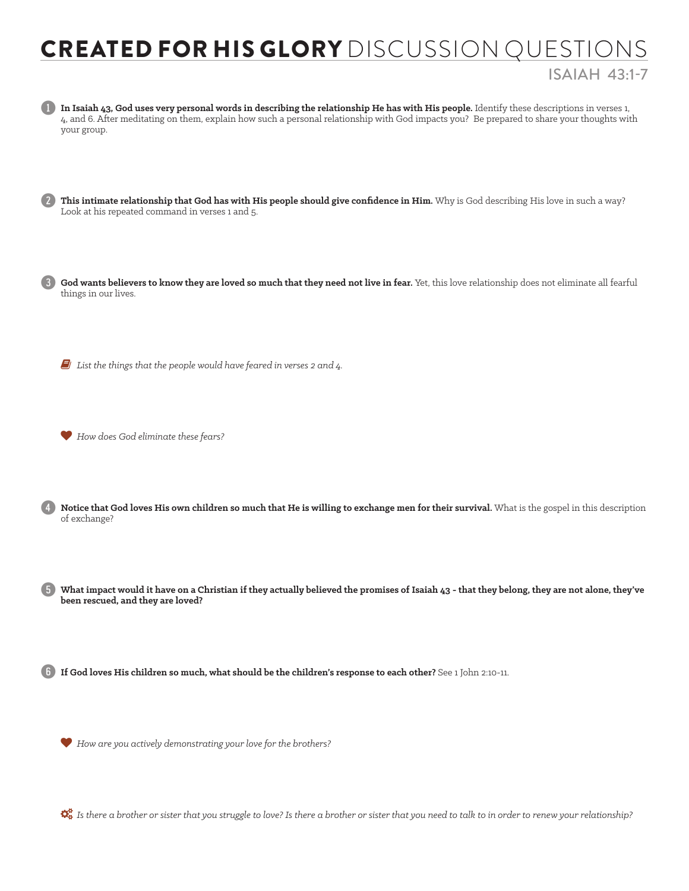# **CREATED FOR HIS GLORY** DISCUSSION QUESTIONS

## ISAIAH 43:1-7

1. **In Isaiah 43, God uses very personal words in describing the relationship He has with His people.** Identify these descriptions in verses 1, 4, and 6. After meditating on them, explain how such a personal relationship with God impacts you? Be prepared to share your thoughts with your group.

2. **This intimate relationship that God has with His people should give confidence in Him.** Why is God describing His love in such a way? Look at his repeated command in verses 1 and 5.

3. **God wants believers to know they are loved so much that they need not live in fear.** Yet, this love relationship does not eliminate all fearful things in our lives.

   *List the things that the people would have feared in verses 2 and 4.*

   *How does God eliminate these fears?*

4. **Notice that God loves His own children so much that He is willing to exchange men for their survival.** What is the gospel in this description of exchange?

5. **What impact would it have on a Christian if they actually believed the promises of Isaiah 43 - that they belong, they are not alone, they've been rescued, and they are loved?**

6. **If God loves His children so much, what should be the children's response to each other?** See 1 John 2:10-11.

   *How are you actively demonstrating your love for the brothers?*

   *Is there a brother or sister that you struggle to love? Is there a brother or sister that you need to talk to in order to renew your relationship?*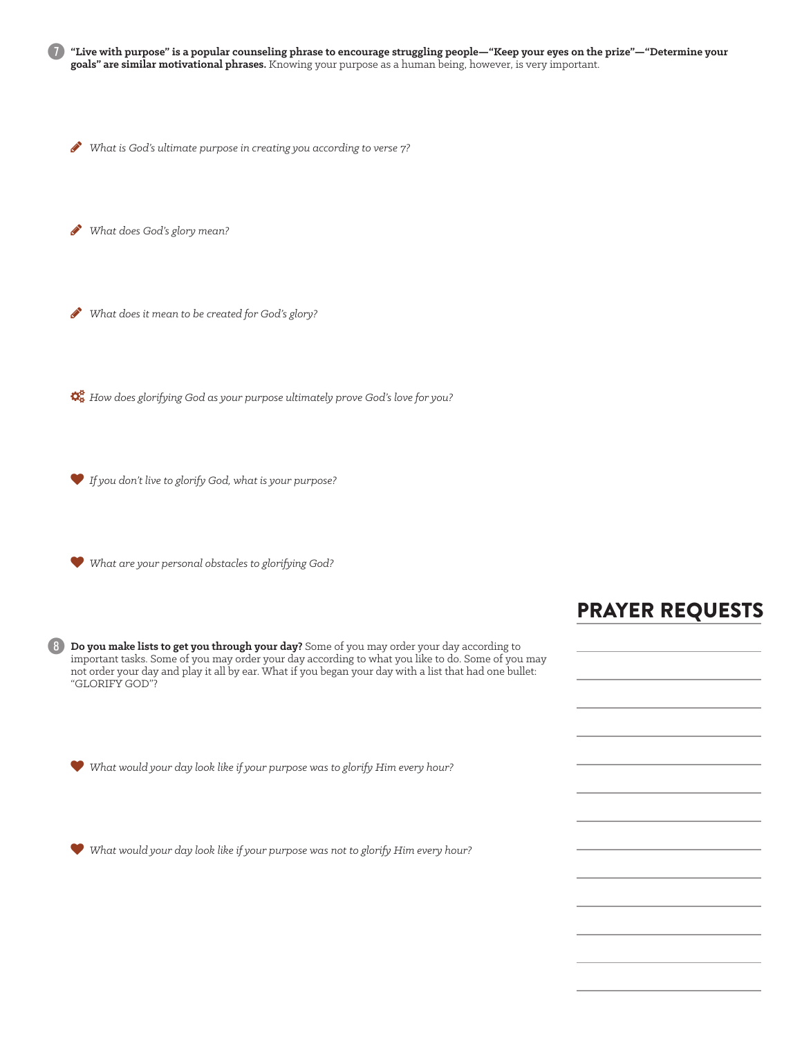7 **"Live with purpose" is a popular counseling phrase to encourage struggling people—"Keep your eyes on the prize"—"Determine your goals" are similar motivational phrases.** Knowing your purpose as a human being, however, is very important.

*What is God's ultimate purpose in creating you according to verse 7?*

*What does God's glory mean?*

*What does it mean to be created for God's glory?*

*How does glorifying God as your purpose ultimately prove God's love for you?*

*If you don't live to glorify God, what is your purpose?*

*What are your personal obstacles to glorifying God?*

## PRAYER REQUESTS

8 **Do you make lists to get you through your day?** Some of you may order your day according to important tasks. Some of you may order your day according to what you like to do. Some of you may not order your day and play it all by ear. What if you began your day with a list that had one bullet: "GLORIFY GOD"?

*What would your day look like if your purpose was to glorify Him every hour?*

*What would your day look like if your purpose was not to glorify Him every hour?*